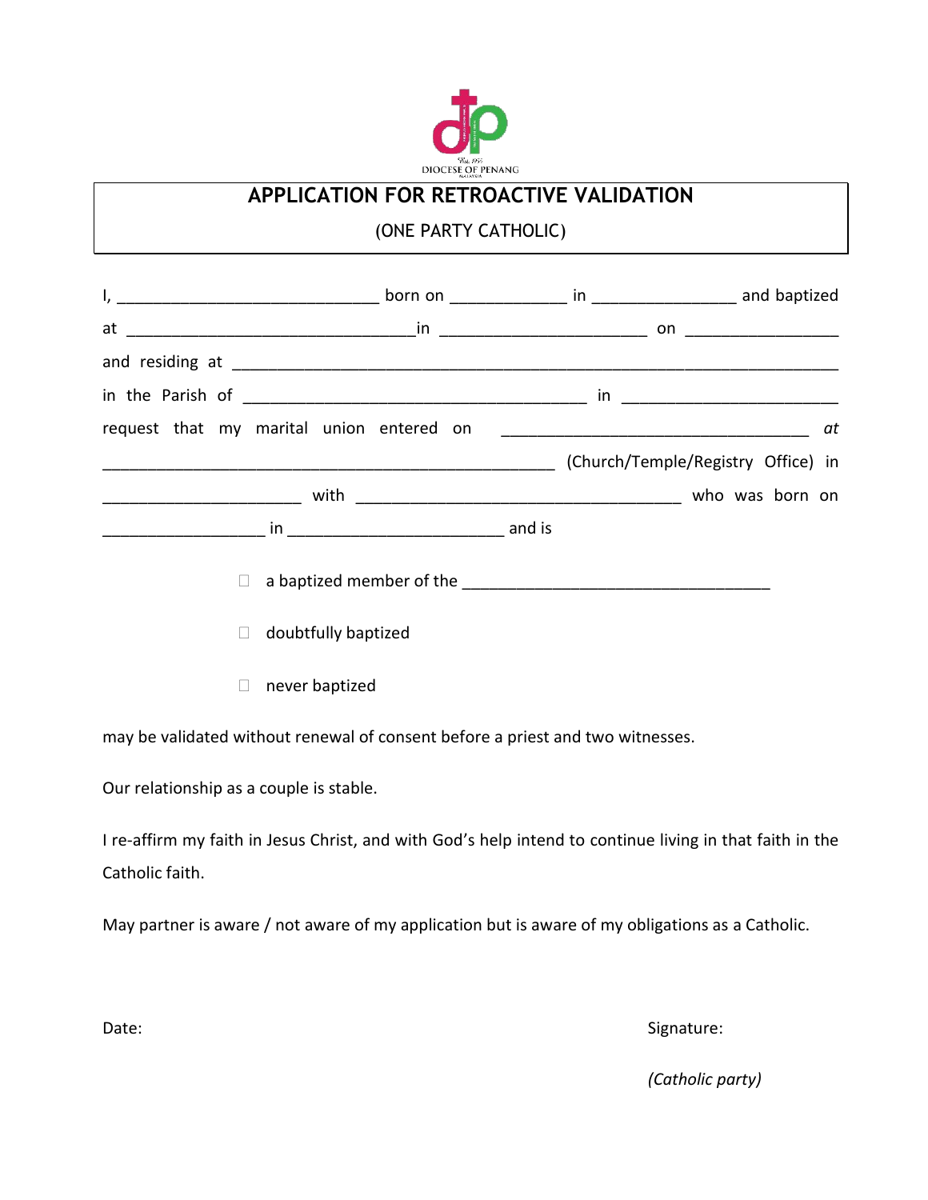DIOCESE OF PENANG

# APPLICATION FOR RETROACTIVE VALIDATION

(ONE PARTY CATHOLIC)

I, ____________________________ born on _____________ in ________________ and baptized at ________________________________ in _______________________ on _________________ and residing at ___________________________________________________________________ in the Parish of ______________________________________ in ________________________ request that my marital union entered on __________________________________ *at* __________________________________________________ (Church/Temple/Registry Office) in ______________________ with ____________________________________ who was born on __________________ in ________________________ and is

- ☐ a baptized member of the __________________________________
- ☐ doubtfully baptized
- ☐ never baptized

may be validated without renewal of consent before a priest and two witnesses.

Our relationship as a couple is stable.

I re-affirm my faith in Jesus Christ, and with God's help intend to continue living in that faith in the Catholic faith.

May partner is aware / not aware of my application but is aware of my obligations as a Catholic.

Date:

Signature:

*(Catholic party)*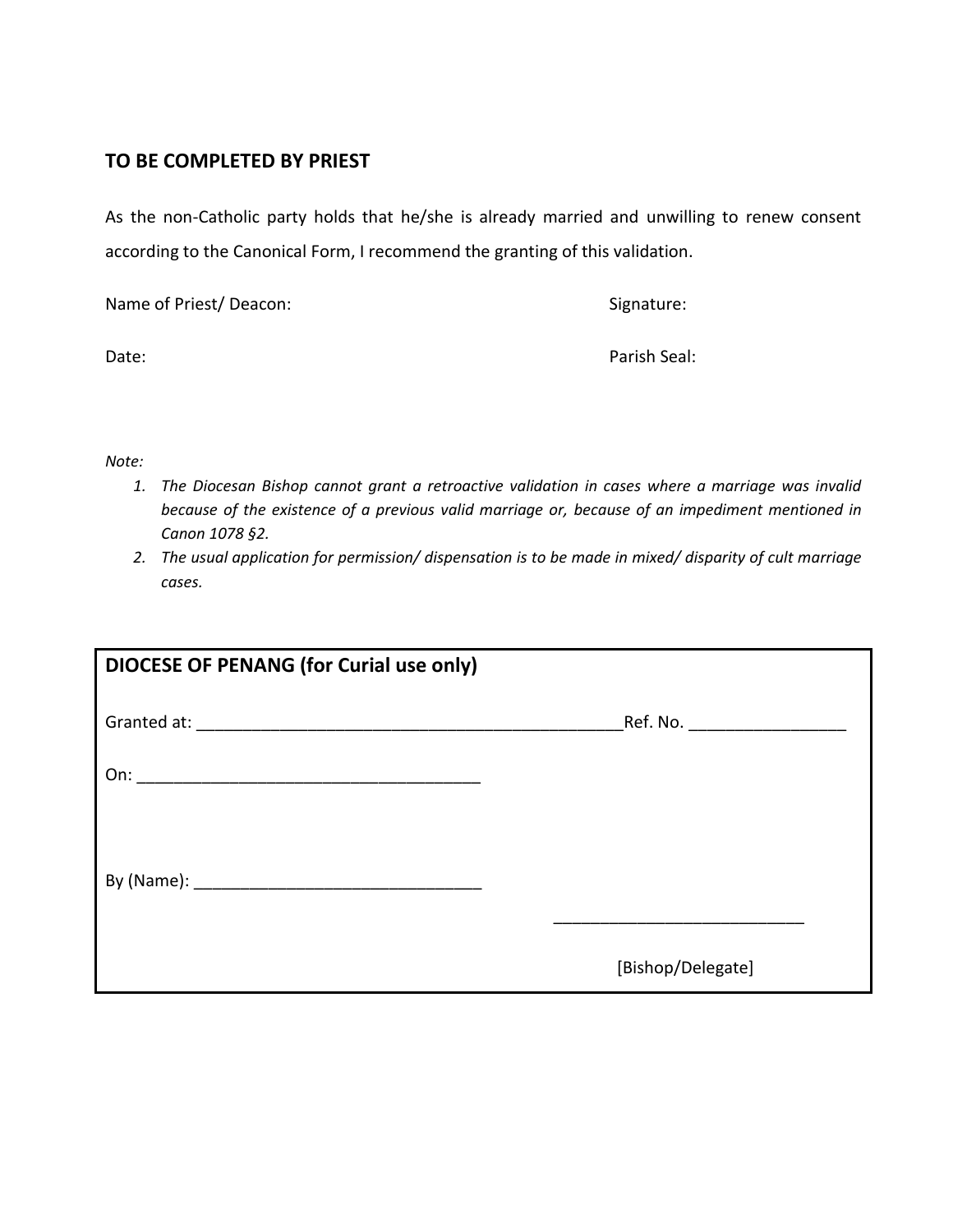## TO BE COMPLETED BY PRIEST

As the non-Catholic party holds that he/she is already married and unwilling to renew consent according to the Canonical Form, I recommend the granting of this validation.

Name of Priest/ Deacon: Signature:

Date: Parish Seal:

*Note:*

1. *The Diocesan Bishop cannot grant a retroactive validation in cases where a marriage was invalid because of the existence of a previous valid marriage or, because of an impediment mentioned in Canon 1078 §2.*
2. *The usual application for permission/ dispensation is to be made in mixed/ disparity of cult marriage cases.*

---

**DIOCESE OF PENANG (for Curial use only)**

Granted at: _______________________________________________ Ref. No. _________________

On: _____________________________________

By (Name): _______________________________

___________________________

[Bishop/Delegate]